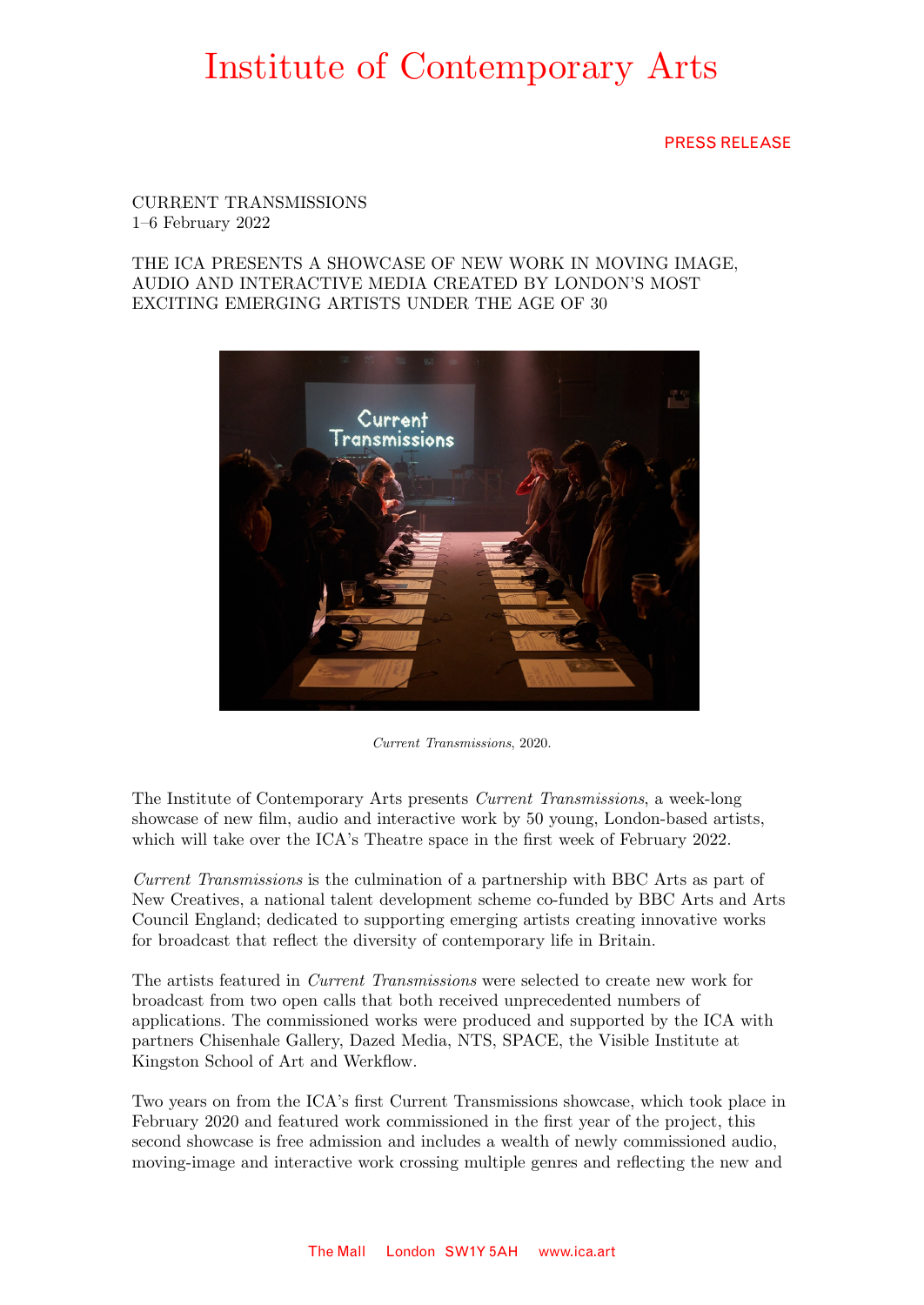# Institute of Contemporary Arts

PRESS RELEASE

CURRENT TRANSMISSIONS
1–6 February 2022

THE ICA PRESENTS A SHOWCASE OF NEW WORK IN MOVING IMAGE, AUDIO AND INTERACTIVE MEDIA CREATED BY LONDON'S MOST EXCITING EMERGING ARTISTS UNDER THE AGE OF 30

*Current Transmissions*, 2020.

The Institute of Contemporary Arts presents *Current Transmissions*, a week-long showcase of new film, audio and interactive work by 50 young, London-based artists, which will take over the ICA's Theatre space in the first week of February 2022.

*Current Transmissions* is the culmination of a partnership with BBC Arts as part of New Creatives, a national talent development scheme co-funded by BBC Arts and Arts Council England; dedicated to supporting emerging artists creating innovative works for broadcast that reflect the diversity of contemporary life in Britain.

The artists featured in *Current Transmissions* were selected to create new work for broadcast from two open calls that both received unprecedented numbers of applications. The commissioned works were produced and supported by the ICA with partners Chisenhale Gallery, Dazed Media, NTS, SPACE, the Visible Institute at Kingston School of Art and Werkflow.

Two years on from the ICA's first Current Transmissions showcase, which took place in February 2020 and featured work commissioned in the first year of the project, this second showcase is free admission and includes a wealth of newly commissioned audio, moving-image and interactive work crossing multiple genres and reflecting the new and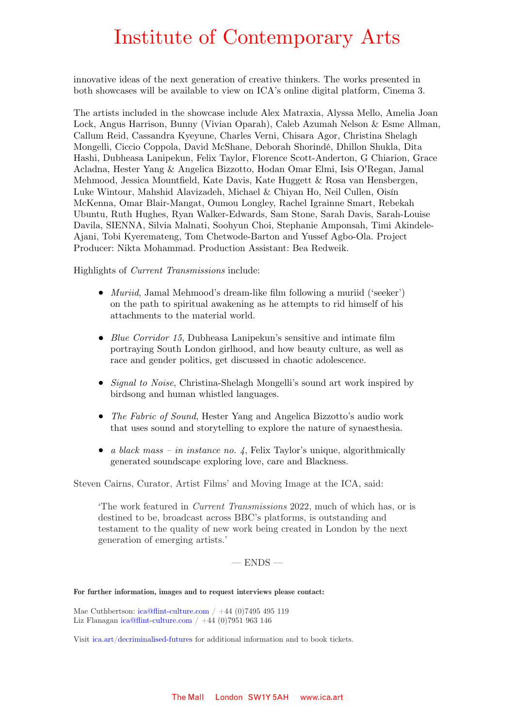innovative ideas of the next generation of creative thinkers. The works presented in both showcases will be available to view on ICA's online digital platform, Cinema 3.

The artists included in the showcase include Alex Matraxia, Alyssa Mello, Amelia Joan Lock, Angus Harrison, Bunny (Vivian Oparah), Caleb Azumah Nelson & Esme Allman, Callum Reid, Cassandra Kyeyune, Charles Verni, Chisara Agor, Christina Shelagh Mongelli, Ciccio Coppola, David McShane, Deborah Shorindé, Dhillon Shukla, Dita Hashi, Dubheasa Lanipekun, Felix Taylor, Florence Scott-Anderton, G Chiarion, Grace Acladna, Hester Yang & Angelica Bizzotto, Hodan Omar Elmi, Isis O'Regan, Jamal Mehmood, Jessica Mountfield, Kate Davis, Kate Huggett & Rosa van Hensbergen, Luke Wintour, Mahshid Alavizadeh, Michael & Chiyan Ho, Neil Cullen, Oisín McKenna, Omar Blair-Mangat, Oumou Longley, Rachel Igrainne Smart, Rebekah Ubuntu, Ruth Hughes, Ryan Walker-Edwards, Sam Stone, Sarah Davis, Sarah-Louise Davila, SIENNA, Silvia Malnati, Soohyun Choi, Stephanie Amponsah, Timi Akindele-Ajani, Tobi Kyeremateng, Tom Chetwode-Barton and Yussef Agbo-Ola. Project Producer: Nikta Mohammad. Production Assistant: Bea Redweik.

Highlights of *Current Transmissions* include:

- *Muriid*, Jamal Mehmood's dream-like film following a muriid ('seeker') on the path to spiritual awakening as he attempts to rid himself of his attachments to the material world.
- *Blue Corridor 15*, Dubheasa Lanipekun's sensitive and intimate film portraying South London girlhood, and how beauty culture, as well as race and gender politics, get discussed in chaotic adolescence.
- *Signal to Noise*, Christina-Shelagh Mongelli's sound art work inspired by birdsong and human whistled languages.
- *The Fabric of Sound*, Hester Yang and Angelica Bizzotto's audio work that uses sound and storytelling to explore the nature of synaesthesia.
- *a black mass – in instance no. 4*, Felix Taylor's unique, algorithmically generated soundscape exploring love, care and Blackness.

Steven Cairns, Curator, Artist Films' and Moving Image at the ICA, said:

> 'The work featured in *Current Transmissions* 2022, much of which has, or is destined to be, broadcast across BBC's platforms, is outstanding and testament to the quality of new work being created in London by the next generation of emerging artists.'

— ENDS —

**For further information, images and to request interviews please contact:**

Mae Cuthbertson: ica@flint-culture.com / +44 (0)7495 495 119
Liz Flanagan ica@flint-culture.com / +44 (0)7951 963 146

Visit ica.art/decriminalised-futures for additional information and to book tickets.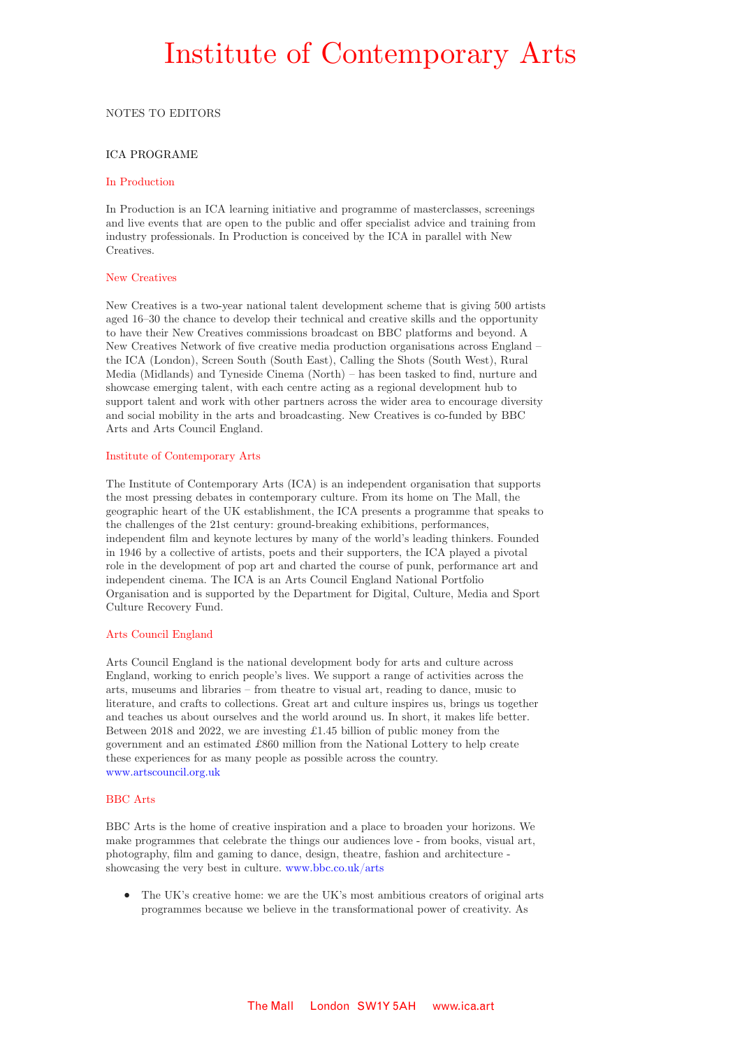# Institute of Contemporary Arts

NOTES TO EDITORS

ICA PROGRAME

### In Production

In Production is an ICA learning initiative and programme of masterclasses, screenings and live events that are open to the public and offer specialist advice and training from industry professionals. In Production is conceived by the ICA in parallel with New Creatives.

### New Creatives

New Creatives is a two-year national talent development scheme that is giving 500 artists aged 16–30 the chance to develop their technical and creative skills and the opportunity to have their New Creatives commissions broadcast on BBC platforms and beyond. A New Creatives Network of five creative media production organisations across England – the ICA (London), Screen South (South East), Calling the Shots (South West), Rural Media (Midlands) and Tyneside Cinema (North) – has been tasked to find, nurture and showcase emerging talent, with each centre acting as a regional development hub to support talent and work with other partners across the wider area to encourage diversity and social mobility in the arts and broadcasting. New Creatives is co-funded by BBC Arts and Arts Council England.

### Institute of Contemporary Arts

The Institute of Contemporary Arts (ICA) is an independent organisation that supports the most pressing debates in contemporary culture. From its home on The Mall, the geographic heart of the UK establishment, the ICA presents a programme that speaks to the challenges of the 21st century: ground-breaking exhibitions, performances, independent film and keynote lectures by many of the world's leading thinkers. Founded in 1946 by a collective of artists, poets and their supporters, the ICA played a pivotal role in the development of pop art and charted the course of punk, performance art and independent cinema. The ICA is an Arts Council England National Portfolio Organisation and is supported by the Department for Digital, Culture, Media and Sport Culture Recovery Fund.

### Arts Council England

Arts Council England is the national development body for arts and culture across England, working to enrich people's lives. We support a range of activities across the arts, museums and libraries – from theatre to visual art, reading to dance, music to literature, and crafts to collections. Great art and culture inspires us, brings us together and teaches us about ourselves and the world around us. In short, it makes life better. Between 2018 and 2022, we are investing £1.45 billion of public money from the government and an estimated £860 million from the National Lottery to help create these experiences for as many people as possible across the country.
www.artscouncil.org.uk

### BBC Arts

BBC Arts is the home of creative inspiration and a place to broaden your horizons. We make programmes that celebrate the things our audiences love - from books, visual art, photography, film and gaming to dance, design, theatre, fashion and architecture - showcasing the very best in culture. www.bbc.co.uk/arts

- The UK's creative home: we are the UK's most ambitious creators of original arts programmes because we believe in the transformational power of creativity. As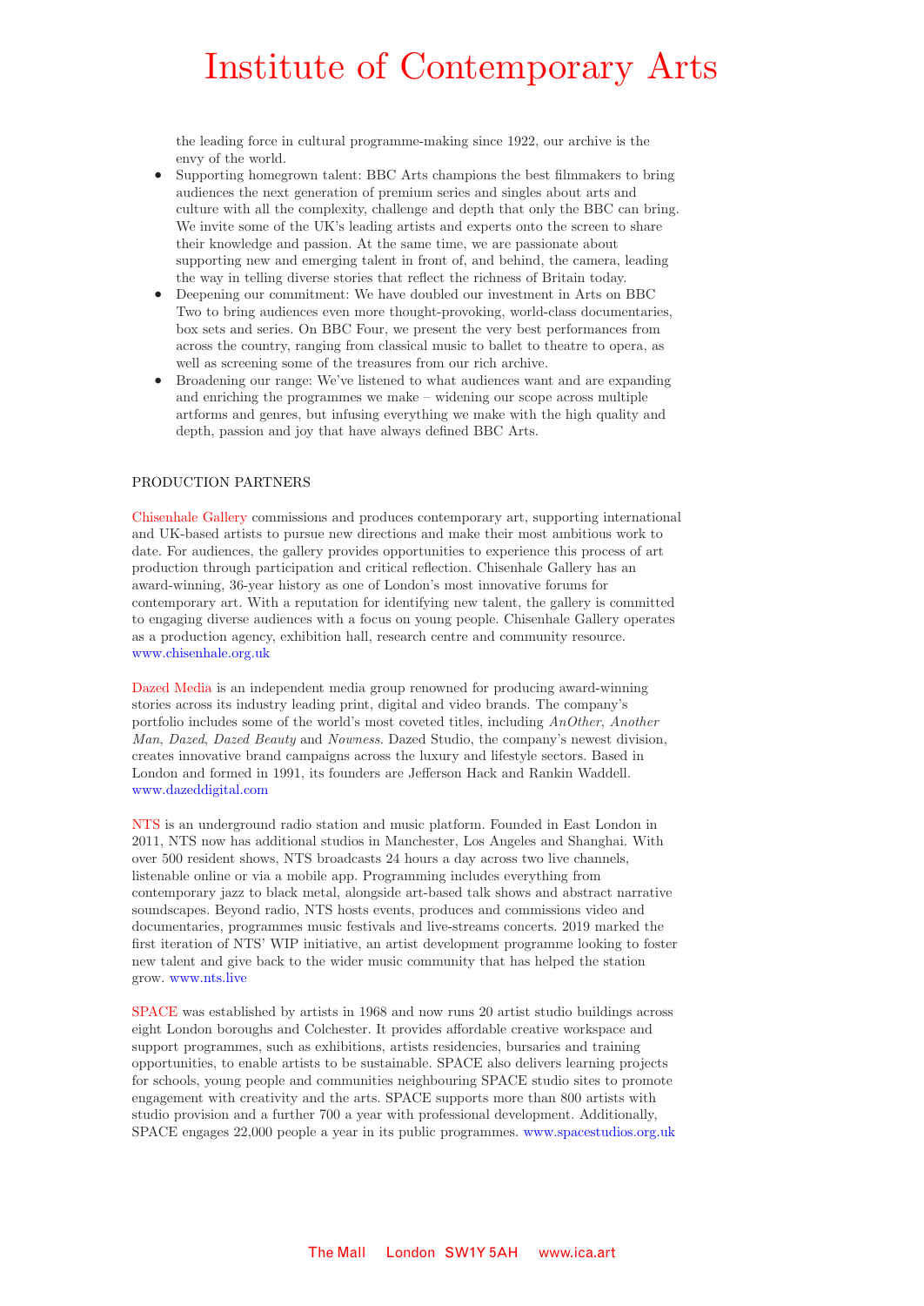the leading force in cultural programme-making since 1922, our archive is the envy of the world.

- Supporting homegrown talent: BBC Arts champions the best filmmakers to bring audiences the next generation of premium series and singles about arts and culture with all the complexity, challenge and depth that only the BBC can bring. We invite some of the UK's leading artists and experts onto the screen to share their knowledge and passion. At the same time, we are passionate about supporting new and emerging talent in front of, and behind, the camera, leading the way in telling diverse stories that reflect the richness of Britain today.
- Deepening our commitment: We have doubled our investment in Arts on BBC Two to bring audiences even more thought-provoking, world-class documentaries, box sets and series. On BBC Four, we present the very best performances from across the country, ranging from classical music to ballet to theatre to opera, as well as screening some of the treasures from our rich archive.
- Broadening our range: We've listened to what audiences want and are expanding and enriching the programmes we make – widening our scope across multiple artforms and genres, but infusing everything we make with the high quality and depth, passion and joy that have always defined BBC Arts.

PRODUCTION PARTNERS

Chisenhale Gallery commissions and produces contemporary art, supporting international and UK-based artists to pursue new directions and make their most ambitious work to date. For audiences, the gallery provides opportunities to experience this process of art production through participation and critical reflection. Chisenhale Gallery has an award-winning, 36-year history as one of London's most innovative forums for contemporary art. With a reputation for identifying new talent, the gallery is committed to engaging diverse audiences with a focus on young people. Chisenhale Gallery operates as a production agency, exhibition hall, research centre and community resource. www.chisenhale.org.uk

Dazed Media is an independent media group renowned for producing award-winning stories across its industry leading print, digital and video brands. The company's portfolio includes some of the world's most coveted titles, including *AnOther*, *Another Man*, *Dazed*, *Dazed Beauty* and *Nowness*. Dazed Studio, the company's newest division, creates innovative brand campaigns across the luxury and lifestyle sectors. Based in London and formed in 1991, its founders are Jefferson Hack and Rankin Waddell. www.dazeddigital.com

NTS is an underground radio station and music platform. Founded in East London in 2011, NTS now has additional studios in Manchester, Los Angeles and Shanghai. With over 500 resident shows, NTS broadcasts 24 hours a day across two live channels, listenable online or via a mobile app. Programming includes everything from contemporary jazz to black metal, alongside art-based talk shows and abstract narrative soundscapes. Beyond radio, NTS hosts events, produces and commissions video and documentaries, programmes music festivals and live-streams concerts. 2019 marked the first iteration of NTS' WIP initiative, an artist development programme looking to foster new talent and give back to the wider music community that has helped the station grow. www.nts.live

SPACE was established by artists in 1968 and now runs 20 artist studio buildings across eight London boroughs and Colchester. It provides affordable creative workspace and support programmes, such as exhibitions, artists residencies, bursaries and training opportunities, to enable artists to be sustainable. SPACE also delivers learning projects for schools, young people and communities neighbouring SPACE studio sites to promote engagement with creativity and the arts. SPACE supports more than 800 artists with studio provision and a further 700 a year with professional development. Additionally, SPACE engages 22,000 people a year in its public programmes. www.spacestudios.org.uk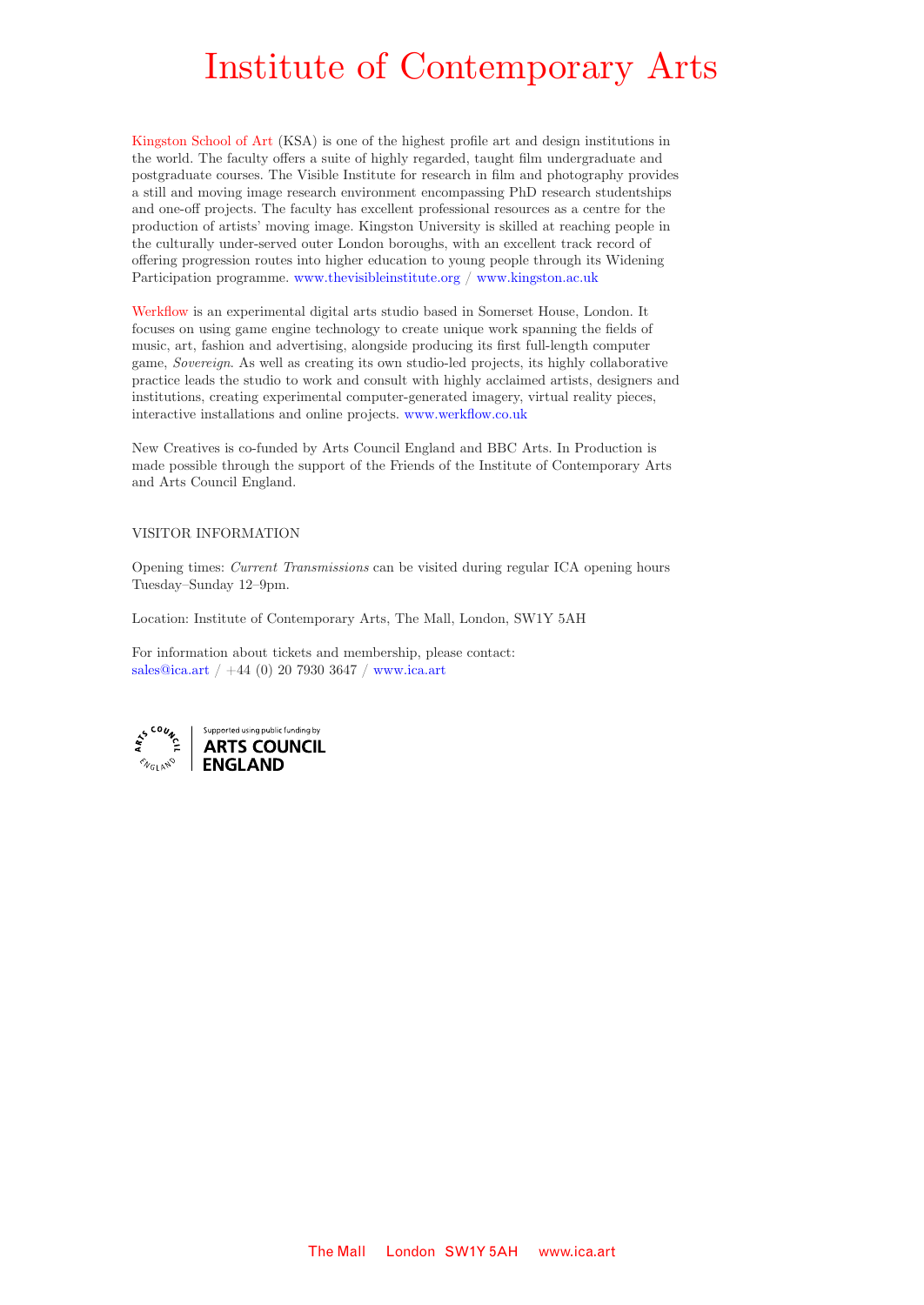# Institute of Contemporary Arts

Kingston School of Art (KSA) is one of the highest profile art and design institutions in the world. The faculty offers a suite of highly regarded, taught film undergraduate and postgraduate courses. The Visible Institute for research in film and photography provides a still and moving image research environment encompassing PhD research studentships and one-off projects. The faculty has excellent professional resources as a centre for the production of artists' moving image. Kingston University is skilled at reaching people in the culturally under-served outer London boroughs, with an excellent track record of offering progression routes into higher education to young people through its Widening Participation programme. www.thevisibleinstitute.org / www.kingston.ac.uk

Werkflow is an experimental digital arts studio based in Somerset House, London. It focuses on using game engine technology to create unique work spanning the fields of music, art, fashion and advertising, alongside producing its first full-length computer game, *Sovereign*. As well as creating its own studio-led projects, its highly collaborative practice leads the studio to work and consult with highly acclaimed artists, designers and institutions, creating experimental computer-generated imagery, virtual reality pieces, interactive installations and online projects. www.werkflow.co.uk

New Creatives is co-funded by Arts Council England and BBC Arts. In Production is made possible through the support of the Friends of the Institute of Contemporary Arts and Arts Council England.

VISITOR INFORMATION

Opening times: *Current Transmissions* can be visited during regular ICA opening hours Tuesday–Sunday 12–9pm.

Location: Institute of Contemporary Arts, The Mall, London, SW1Y 5AH

For information about tickets and membership, please contact:
sales@ica.art / +44 (0) 20 7930 3647 / www.ica.art

Supported using public funding by ARTS COUNCIL ENGLAND